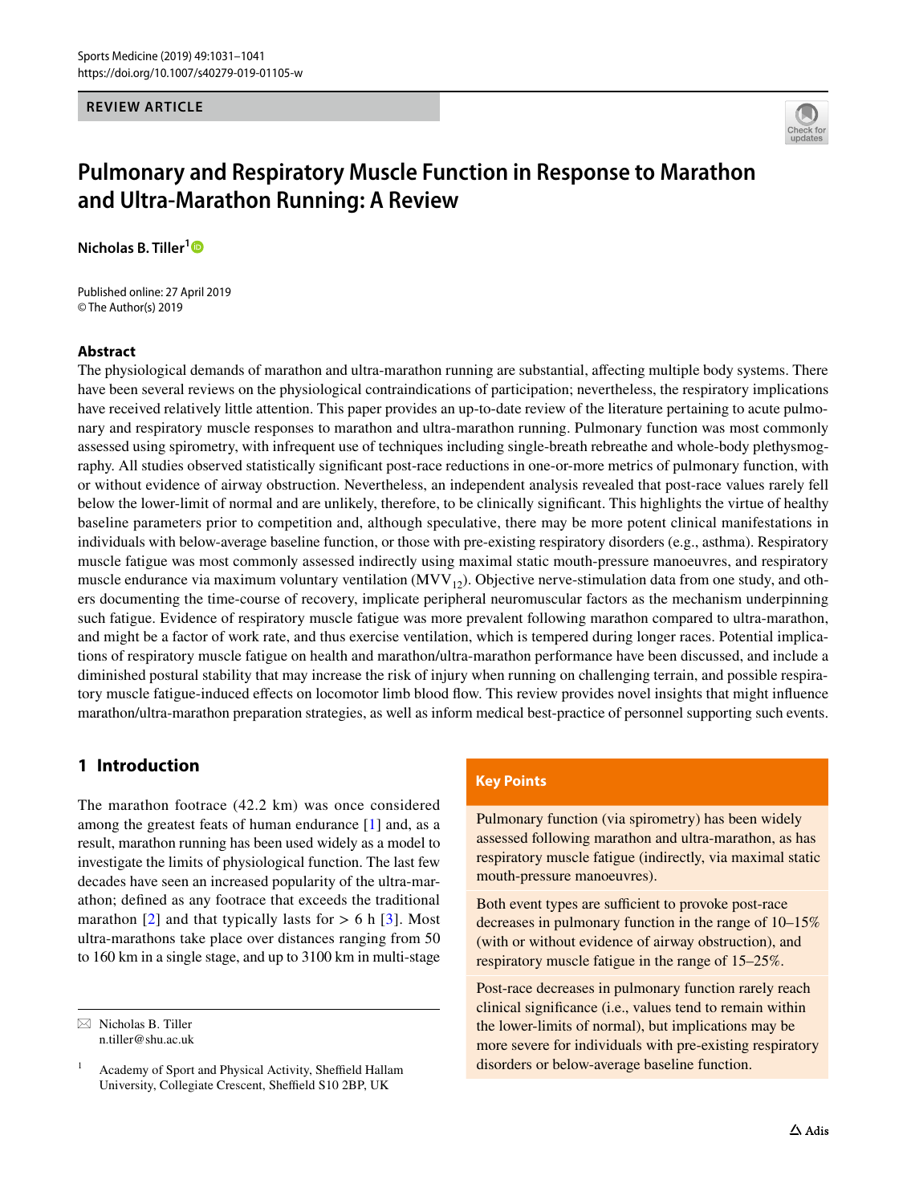REVIEW ARTICLE

# Pulmonary and Respiratory Muscle Function in Response to Marathon and Ultra-Marathon Running: A Review

**Nicholas B. Tiller**[1]

Published online: 27 April 2019
© The Author(s) 2019

## Abstract

The physiological demands of marathon and ultra-marathon running are substantial, affecting multiple body systems. There have been several reviews on the physiological contraindications of participation; nevertheless, the respiratory implications have received relatively little attention. This paper provides an up-to-date review of the literature pertaining to acute pulmonary and respiratory muscle responses to marathon and ultra-marathon running. Pulmonary function was most commonly assessed using spirometry, with infrequent use of techniques including single-breath rebreathe and whole-body plethysmography. All studies observed statistically significant post-race reductions in one-or-more metrics of pulmonary function, with or without evidence of airway obstruction. Nevertheless, an independent analysis revealed that post-race values rarely fell below the lower-limit of normal and are unlikely, therefore, to be clinically significant. This highlights the virtue of healthy baseline parameters prior to competition and, although speculative, there may be more potent clinical manifestations in individuals with below-average baseline function, or those with pre-existing respiratory disorders (e.g., asthma). Respiratory muscle fatigue was most commonly assessed indirectly using maximal static mouth-pressure manoeuvres, and respiratory muscle endurance via maximum voluntary ventilation ($MVV_{12}$). Objective nerve-stimulation data from one study, and others documenting the time-course of recovery, implicate peripheral neuromuscular factors as the mechanism underpinning such fatigue. Evidence of respiratory muscle fatigue was more prevalent following marathon compared to ultra-marathon, and might be a factor of work rate, and thus exercise ventilation, which is tempered during longer races. Potential implications of respiratory muscle fatigue on health and marathon/ultra-marathon performance have been discussed, and include a diminished postural stability that may increase the risk of injury when running on challenging terrain, and possible respiratory muscle fatigue-induced effects on locomotor limb blood flow. This review provides novel insights that might influence marathon/ultra-marathon preparation strategies, as well as inform medical best-practice of personnel supporting such events.

## 1 Introduction

The marathon footrace (42.2 km) was once considered among the greatest feats of human endurance [1] and, as a result, marathon running has been used widely as a model to investigate the limits of physiological function. The last few decades have seen an increased popularity of the ultra-marathon; defined as any footrace that exceeds the traditional marathon [2] and that typically lasts for > 6 h [3]. Most ultra-marathons take place over distances ranging from 50 to 160 km in a single stage, and up to 3100 km in multi-stage

> **Key Points**
>
> Pulmonary function (via spirometry) has been widely assessed following marathon and ultra-marathon, as has respiratory muscle fatigue (indirectly, via maximal static mouth-pressure manoeuvres).
>
> Both event types are sufficient to provoke post-race decreases in pulmonary function in the range of 10–15% (with or without evidence of airway obstruction), and respiratory muscle fatigue in the range of 15–25%.
>
> Post-race decreases in pulmonary function rarely reach clinical significance (i.e., values tend to remain within the lower-limits of normal), but implications may be more severe for individuals with pre-existing respiratory disorders or below-average baseline function.

✉ Nicholas B. Tiller
n.tiller@shu.ac.uk

[1] Academy of Sport and Physical Activity, Sheffield Hallam University, Collegiate Crescent, Sheffield S10 2BP, UK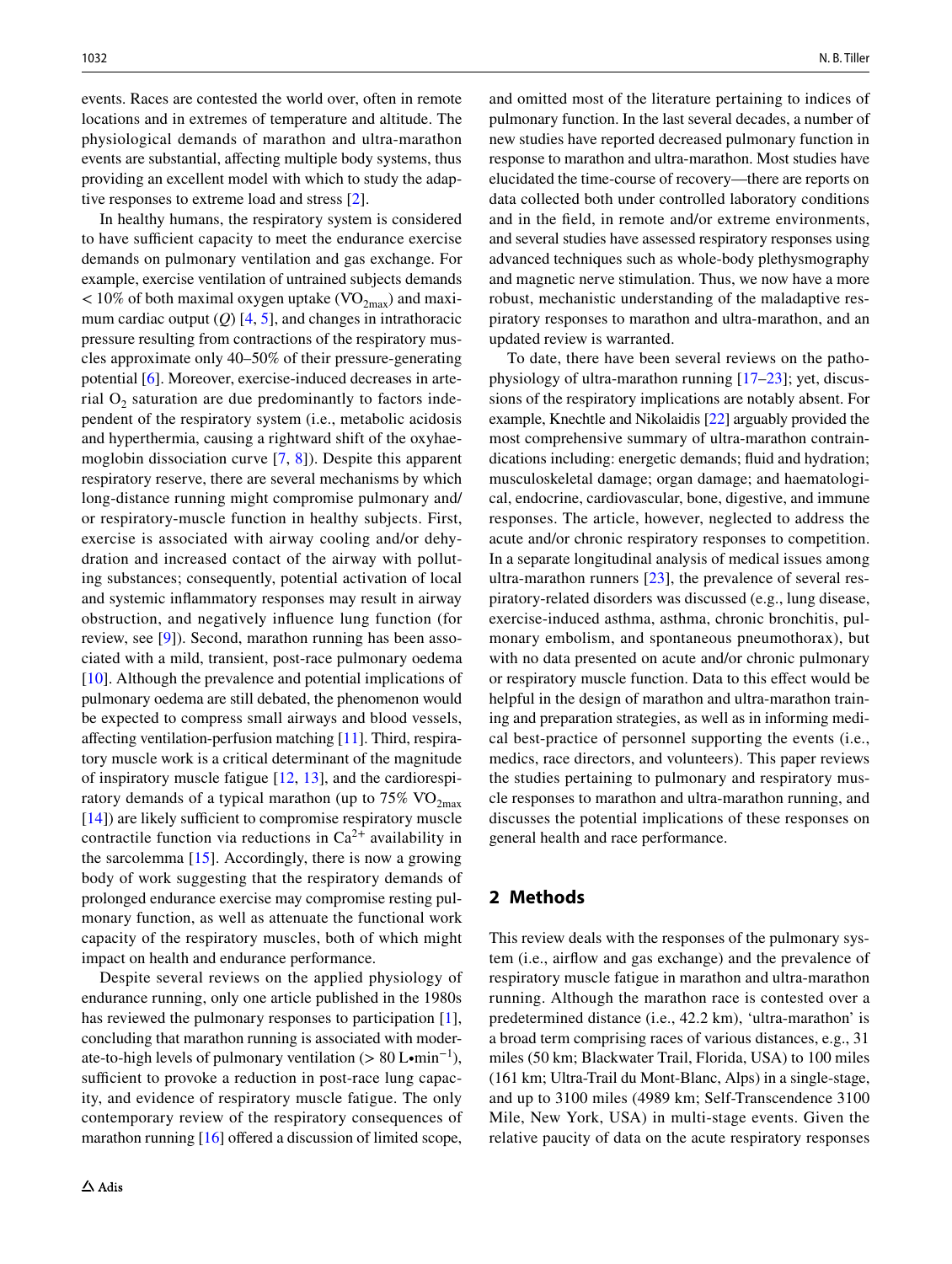events. Races are contested the world over, often in remote locations and in extremes of temperature and altitude. The physiological demands of marathon and ultra-marathon events are substantial, affecting multiple body systems, thus providing an excellent model with which to study the adaptive responses to extreme load and stress [2].

In healthy humans, the respiratory system is considered to have sufficient capacity to meet the endurance exercise demands on pulmonary ventilation and gas exchange. For example, exercise ventilation of untrained subjects demands < 10% of both maximal oxygen uptake ($\dot{V}O_{2max}$) and maximum cardiac output ($\dot{Q}$) [4, 5], and changes in intrathoracic pressure resulting from contractions of the respiratory muscles approximate only 40–50% of their pressure-generating potential [6]. Moreover, exercise-induced decreases in arterial $O_2$ saturation are due predominantly to factors independent of the respiratory system (i.e., metabolic acidosis and hyperthermia, causing a rightward shift of the oxyhaemoglobin dissociation curve [7, 8]). Despite this apparent respiratory reserve, there are several mechanisms by which long-distance running might compromise pulmonary and/or respiratory-muscle function in healthy subjects. First, exercise is associated with airway cooling and/or dehydration and increased contact of the airway with polluting substances; consequently, potential activation of local and systemic inflammatory responses may result in airway obstruction, and negatively influence lung function (for review, see [9]). Second, marathon running has been associated with a mild, transient, post-race pulmonary oedema [10]. Although the prevalence and potential implications of pulmonary oedema are still debated, the phenomenon would be expected to compress small airways and blood vessels, affecting ventilation-perfusion matching [11]. Third, respiratory muscle work is a critical determinant of the magnitude of inspiratory muscle fatigue [12, 13], and the cardiorespiratory demands of a typical marathon (up to 75% $\dot{V}O_{2max}$ [14]) are likely sufficient to compromise respiratory muscle contractile function via reductions in $Ca^{2+}$ availability in the sarcolemma [15]. Accordingly, there is now a growing body of work suggesting that the respiratory demands of prolonged endurance exercise may compromise resting pulmonary function, as well as attenuate the functional work capacity of the respiratory muscles, both of which might impact on health and endurance performance.

Despite several reviews on the applied physiology of endurance running, only one article published in the 1980s has reviewed the pulmonary responses to participation [1], concluding that marathon running is associated with moderate-to-high levels of pulmonary ventilation (> 80 L•min$^{-1}$), sufficient to provoke a reduction in post-race lung capacity, and evidence of respiratory muscle fatigue. The only contemporary review of the respiratory consequences of marathon running [16] offered a discussion of limited scope, and omitted most of the literature pertaining to indices of pulmonary function. In the last several decades, a number of new studies have reported decreased pulmonary function in response to marathon and ultra-marathon. Most studies have elucidated the time-course of recovery—there are reports on data collected both under controlled laboratory conditions and in the field, in remote and/or extreme environments, and several studies have assessed respiratory responses using advanced techniques such as whole-body plethysmography and magnetic nerve stimulation. Thus, we now have a more robust, mechanistic understanding of the maladaptive respiratory responses to marathon and ultra-marathon, and an updated review is warranted.

To date, there have been several reviews on the pathophysiology of ultra-marathon running [17–23]; yet, discussions of the respiratory implications are notably absent. For example, Knechtle and Nikolaidis [22] arguably provided the most comprehensive summary of ultra-marathon contraindications including: energetic demands; fluid and hydration; musculoskeletal damage; organ damage; and haematological, endocrine, cardiovascular, bone, digestive, and immune responses. The article, however, neglected to address the acute and/or chronic respiratory responses to competition. In a separate longitudinal analysis of medical issues among ultra-marathon runners [23], the prevalence of several respiratory-related disorders was discussed (e.g., lung disease, exercise-induced asthma, asthma, chronic bronchitis, pulmonary embolism, and spontaneous pneumothorax), but with no data presented on acute and/or chronic pulmonary or respiratory muscle function. Data to this effect would be helpful in the design of marathon and ultra-marathon training and preparation strategies, as well as in informing medical best-practice of personnel supporting the events (i.e., medics, race directors, and volunteers). This paper reviews the studies pertaining to pulmonary and respiratory muscle responses to marathon and ultra-marathon running, and discusses the potential implications of these responses on general health and race performance.

## 2 Methods

This review deals with the responses of the pulmonary system (i.e., airflow and gas exchange) and the prevalence of respiratory muscle fatigue in marathon and ultra-marathon running. Although the marathon race is contested over a predetermined distance (i.e., 42.2 km), 'ultra-marathon' is a broad term comprising races of various distances, e.g., 31 miles (50 km; Blackwater Trail, Florida, USA) to 100 miles (161 km; Ultra-Trail du Mont-Blanc, Alps) in a single-stage, and up to 3100 miles (4989 km; Self-Transcendence 3100 Mile, New York, USA) in multi-stage events. Given the relative paucity of data on the acute respiratory responses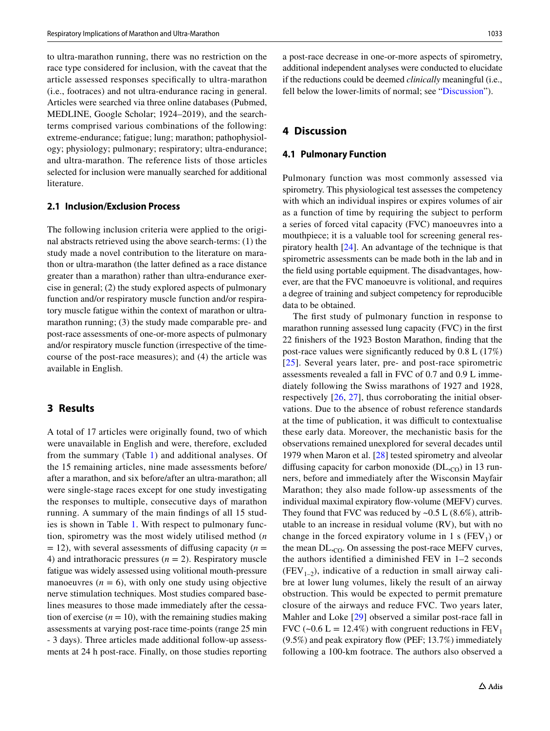to ultra-marathon running, there was no restriction on the race type considered for inclusion, with the caveat that the article assessed responses specifically to ultra-marathon (i.e., footraces) and not ultra-endurance racing in general. Articles were searched via three online databases (Pubmed, MEDLINE, Google Scholar; 1924–2019), and the search-terms comprised various combinations of the following: extreme-endurance; fatigue; lung; marathon; pathophysiology; physiology; pulmonary; respiratory; ultra-endurance; and ultra-marathon. The reference lists of those articles selected for inclusion were manually searched for additional literature.

### 2.1 Inclusion/Exclusion Process

The following inclusion criteria were applied to the original abstracts retrieved using the above search-terms: (1) the study made a novel contribution to the literature on marathon or ultra-marathon (the latter defined as a race distance greater than a marathon) rather than ultra-endurance exercise in general; (2) the study explored aspects of pulmonary function and/or respiratory muscle function and/or respiratory muscle fatigue within the context of marathon or ultra-marathon running; (3) the study made comparable pre- and post-race assessments of one-or-more aspects of pulmonary and/or respiratory muscle function (irrespective of the time-course of the post-race measures); and (4) the article was available in English.

## 3 Results

A total of 17 articles were originally found, two of which were unavailable in English and were, therefore, excluded from the summary (Table 1) and additional analyses. Of the 15 remaining articles, nine made assessments before/after a marathon, and six before/after an ultra-marathon; all were single-stage races except for one study investigating the responses to multiple, consecutive days of marathon running. A summary of the main findings of all 15 studies is shown in Table 1. With respect to pulmonary function, spirometry was the most widely utilised method ($n = 12$), with several assessments of diffusing capacity ($n = 4$) and intrathoracic pressures ($n = 2$). Respiratory muscle fatigue was widely assessed using volitional mouth-pressure manoeuvres ($n = 6$), with only one study using objective nerve stimulation techniques. Most studies compared baselines measures to those made immediately after the cessation of exercise ($n = 10$), with the remaining studies making assessments at varying post-race time-points (range 25 min - 3 days). Three articles made additional follow-up assessments at 24 h post-race. Finally, on those studies reporting a post-race decrease in one-or-more aspects of spirometry, additional independent analyses were conducted to elucidate if the reductions could be deemed *clinically* meaningful (i.e., fell below the lower-limits of normal; see "Discussion").

## 4 Discussion

### 4.1 Pulmonary Function

Pulmonary function was most commonly assessed via spirometry. This physiological test assesses the competency with which an individual inspires or expires volumes of air as a function of time by requiring the subject to perform a series of forced vital capacity (FVC) manoeuvres into a mouthpiece; it is a valuable tool for screening general respiratory health [24]. An advantage of the technique is that spirometric assessments can be made both in the lab and in the field using portable equipment. The disadvantages, however, are that the FVC manoeuvre is volitional, and requires a degree of training and subject competency for reproducible data to be obtained.

The first study of pulmonary function in response to marathon running assessed lung capacity (FVC) in the first 22 finishers of the 1923 Boston Marathon, finding that the post-race values were significantly reduced by 0.8 L (17%) [25]. Several years later, pre- and post-race spirometric assessments revealed a fall in FVC of 0.7 and 0.9 L immediately following the Swiss marathons of 1927 and 1928, respectively [26, 27], thus corroborating the initial observations. Due to the absence of robust reference standards at the time of publication, it was difficult to contextualise these early data. Moreover, the mechanistic basis for the observations remained unexplored for several decades until 1979 when Maron et al. [28] tested spirometry and alveolar diffusing capacity for carbon monoxide ($DL_{,CO}$) in 13 runners, before and immediately after the Wisconsin Mayfair Marathon; they also made follow-up assessments of the individual maximal expiratory flow-volume (MEFV) curves. They found that FVC was reduced by ~0.5 L (8.6%), attributable to an increase in residual volume (RV), but with no change in the forced expiratory volume in 1 s ($FEV_1$) or the mean $DL_{,CO}$. On assessing the post-race MEFV curves, the authors identified a diminished FEV in 1–2 seconds ($FEV_{1–2}$), indicative of a reduction in small airway calibre at lower lung volumes, likely the result of an airway obstruction. This would be expected to permit premature closure of the airways and reduce FVC. Two years later, Mahler and Loke [29] observed a similar post-race fall in FVC (~0.6 L = 12.4%) with congruent reductions in $FEV_1$ (9.5%) and peak expiratory flow (PEF; 13.7%) immediately following a 100-km footrace. The authors also observed a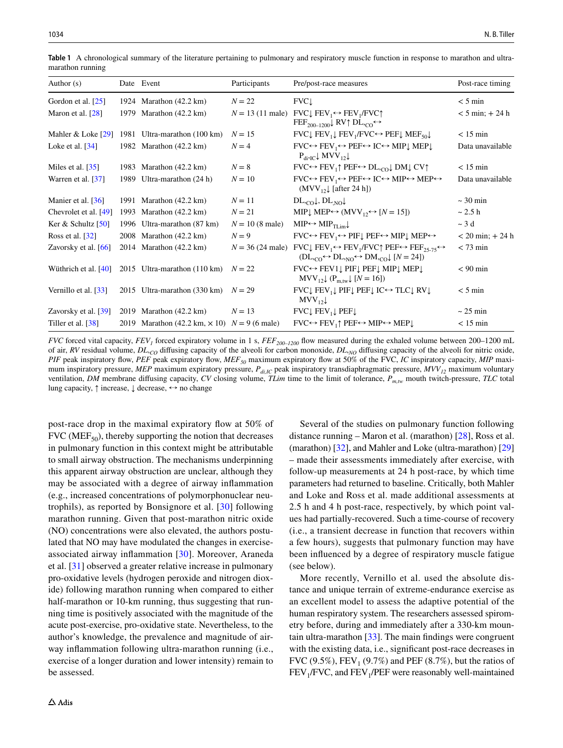**Table 1** A chronological summary of the literature pertaining to pulmonary and respiratory muscle function in response to marathon and ultra-marathon running

| Author (s) | Date | Event | Participants | Pre/post-race measures | Post-race timing |
|---|---|---|---|---|---|
| Gordon et al. [25] | 1924 | Marathon (42.2 km) | $N = 22$ | FVC↓ | < 5 min |
| Maron et al. [28] | 1979 | Marathon (42.2 km) | $N = 13$ (11 male) | FVC↓ $FEV_1$↔ $FEV_1$/FVC↑ $FEF_{200–1200}$↓ RV↑ $DL,_{CO}$↔ | < 5 min; + 24 h |
| Mahler & Loke [29] | 1981 | Ultra-marathon (100 km) | $N = 15$ | FVC↓ $FEV_1$↓ $FEV_1$/FVC↔ PEF↓ $MEF_{50}$↓ | < 15 min |
| Loke et al. [34] | 1982 | Marathon (42.2 km) | $N = 4$ | FVC↔ $FEV_1$↔ PEF↔ IC↔ MIP↓ MEP↓ $P_{di\cdot IC}$↓ $MVV_{12}$↓ | Data unavailable |
| Miles et al. [35] | 1983 | Marathon (42.2 km) | $N = 8$ | FVC↔ $FEV_1$↑ PEF↔ $DL,_{CO}$↓ DM↓ CV↑ | < 15 min |
| Warren et al. [37] | 1989 | Ultra-marathon (24 h) | $N = 10$ | FVC↔ $FEV_1$↔ PEF↔ IC↔ MIP↔ MEP↔ ($MVV_{12}$↓ [after 24 h]) | Data unavailable |
| Manier et al. [36] | 1991 | Marathon (42.2 km) | $N = 11$ | $DL,_{CO}$↓, $DL,_{NO}$↓ | ~ 30 min |
| Chevrolet et al. [49] | 1993 | Marathon (42.2 km) | $N = 21$ | MIP↓ MEP↔ ($MVV_{12}$↔ [$N = 15$]) | ~ 2.5 h |
| Ker & Schultz [50] | 1996 | Ultra-marathon (87 km) | $N = 10$ (8 male) | MIP↔ $MIP_{TLim}$↓ | ~ 3 d |
| Ross et al. [32] | 2008 | Marathon (42.2 km) | $N = 9$ | FVC↔ $FEV_1$↔ PIF↓ PEF↔ MIP↓ MEP↔ | < 20 min; + 24 h |
| Zavorsky et al. [66] | 2014 | Marathon (42.2 km) | $N = 36$ (24 male) | FVC↓ $FEV_1$↔ $FEV_1$/FVC↑ PEF↔ $FEF_{25-75}$↔ ($DL,_{CO}$↔ $DL,_{NO}$↔ $DM,_{CO}$↓ [$N = 24$]) | < 73 min |
| Wüthrich et al. [40] | 2015 | Ultra-marathon (110 km) | $N = 22$ | FVC↔ FEV1↓ PIF↓ PEF↓ MIP↓ MEP↓ $MVV_{12}$↓ ($P_{m,tw}$↓ [$N = 16$]) | < 90 min |
| Vernillo et al. [33] | 2015 | Ultra-marathon (330 km) | $N = 29$ | FVC↓ $FEV_1$↓ PIF↓ PEF↓ IC↔ TLC↓ RV↓ $MVV_{12}$↓ | < 5 min |
| Zavorsky et al. [39] | 2019 | Marathon (42.2 km) | $N = 13$ | FVC↓ $FEV_1$↓ PEF↓ | ~ 25 min |
| Tiller et al. [38] | 2019 | Marathon (42.2 km, × 10) | $N = 9$ (6 male) | FVC↔ $FEV_1$↑ PEF↔ MIP↔ MEP↓ | < 15 min |

*FVC* forced vital capacity, *$FEV_1$* forced expiratory volume in 1 s, *$FEF_{200–1200}$* flow measured during the exhaled volume between 200–1200 mL of air, *RV* residual volume, *$DL,_{CO}$* diffusing capacity of the alveoli for carbon monoxide, *$DL,_{NO}$* diffusing capacity of the alveoli for nitric oxide, *PIF* peak inspiratory flow, *PEF* peak expiratory flow, *$MEF_{50}$* maximum expiratory flow at 50% of the FVC, *IC* inspiratory capacity, *MIP* maximum inspiratory pressure, *MEP* maximum expiratory pressure, *$P_{di,IC}$* peak inspiratory transdiaphragmatic pressure, *$MVV_{12}$* maximum voluntary ventilation, *DM* membrane diffusing capacity, *CV* closing volume, *TLim* time to the limit of tolerance, *$P_{m,tw}$* mouth twitch-pressure, *TLC* total lung capacity, ↑ increase, ↓ decrease, ↔ no change

post-race drop in the maximal expiratory flow at 50% of FVC ($MEF_{50}$), thereby supporting the notion that decreases in pulmonary function in this context might be attributable to small airway obstruction. The mechanisms underpinning this apparent airway obstruction are unclear, although they may be associated with a degree of airway inflammation (e.g., increased concentrations of polymorphonuclear neutrophils), as reported by Bonsignore et al. [30] following marathon running. Given that post-marathon nitric oxide (NO) concentrations were also elevated, the authors postulated that NO may have modulated the changes in exercise-associated airway inflammation [30]. Moreover, Araneda et al. [31] observed a greater relative increase in pulmonary pro-oxidative levels (hydrogen peroxide and nitrogen dioxide) following marathon running when compared to either half-marathon or 10-km running, thus suggesting that running time is positively associated with the magnitude of the acute post-exercise, pro-oxidative state. Nevertheless, to the author's knowledge, the prevalence and magnitude of airway inflammation following ultra-marathon running (i.e., exercise of a longer duration and lower intensity) remain to be assessed.

Several of the studies on pulmonary function following distance running – Maron et al. (marathon) [28], Ross et al. (marathon) [32], and Mahler and Loke (ultra-marathon) [29] – made their assessments immediately after exercise, with follow-up measurements at 24 h post-race, by which time parameters had returned to baseline. Critically, both Mahler and Loke and Ross et al. made additional assessments at 2.5 h and 4 h post-race, respectively, by which point values had partially-recovered. Such a time-course of recovery (i.e., a transient decrease in function that recovers within a few hours), suggests that pulmonary function may have been influenced by a degree of respiratory muscle fatigue (see below).

More recently, Vernillo et al. used the absolute distance and unique terrain of extreme-endurance exercise as an excellent model to assess the adaptive potential of the human respiratory system. The researchers assessed spirometry before, during and immediately after a 330-km mountain ultra-marathon [33]. The main findings were congruent with the existing data, i.e., significant post-race decreases in FVC (9.5%), $FEV_1$ (9.7%) and PEF (8.7%), but the ratios of $FEV_1$/FVC, and $FEV_1$/PEF were reasonably well-maintained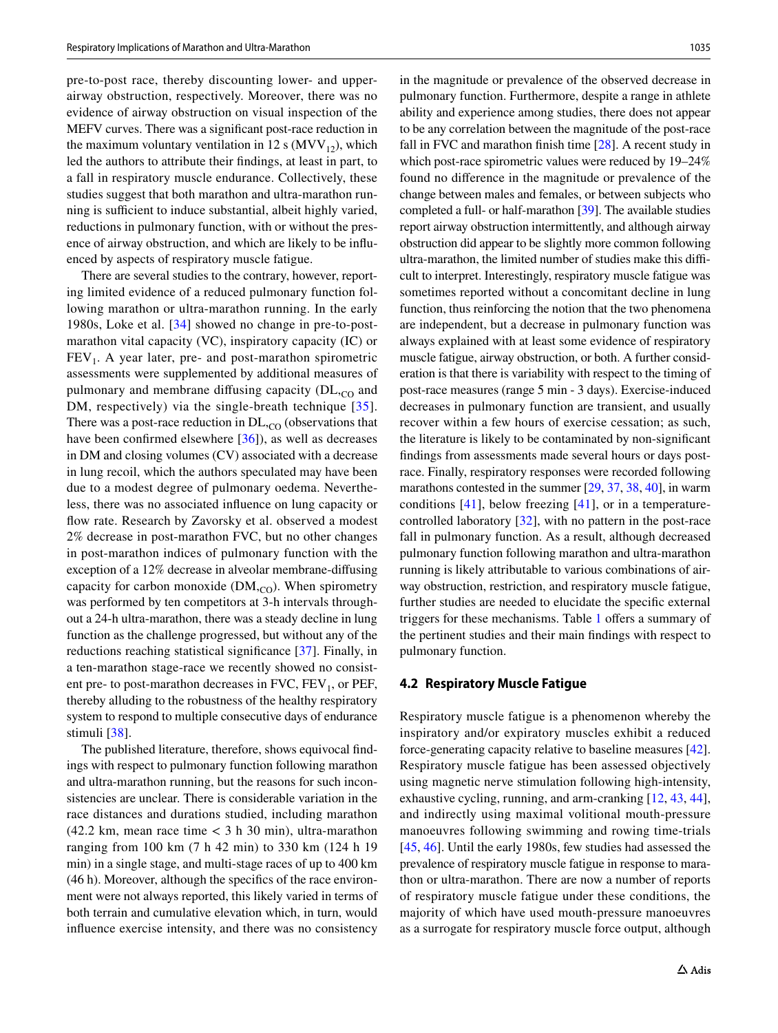pre-to-post race, thereby discounting lower- and upper-airway obstruction, respectively. Moreover, there was no evidence of airway obstruction on visual inspection of the MEFV curves. There was a significant post-race reduction in the maximum voluntary ventilation in 12 s ($MVV_{12}$), which led the authors to attribute their findings, at least in part, to a fall in respiratory muscle endurance. Collectively, these studies suggest that both marathon and ultra-marathon running is sufficient to induce substantial, albeit highly varied, reductions in pulmonary function, with or without the presence of airway obstruction, and which are likely to be influenced by aspects of respiratory muscle fatigue.

There are several studies to the contrary, however, reporting limited evidence of a reduced pulmonary function following marathon or ultra-marathon running. In the early 1980s, Loke et al. [34] showed no change in pre-to-post-marathon vital capacity (VC), inspiratory capacity (IC) or $FEV_1$. A year later, pre- and post-marathon spirometric assessments were supplemented by additional measures of pulmonary and membrane diffusing capacity ($DL_{,CO}$ and DM, respectively) via the single-breath technique [35]. There was a post-race reduction in $DL_{,CO}$ (observations that have been confirmed elsewhere [36]), as well as decreases in DM and closing volumes (CV) associated with a decrease in lung recoil, which the authors speculated may have been due to a modest degree of pulmonary oedema. Nevertheless, there was no associated influence on lung capacity or flow rate. Research by Zavorsky et al. observed a modest 2% decrease in post-marathon FVC, but no other changes in post-marathon indices of pulmonary function with the exception of a 12% decrease in alveolar membrane-diffusing capacity for carbon monoxide ($DM_{,CO}$). When spirometry was performed by ten competitors at 3-h intervals throughout a 24-h ultra-marathon, there was a steady decline in lung function as the challenge progressed, but without any of the reductions reaching statistical significance [37]. Finally, in a ten-marathon stage-race we recently showed no consistent pre- to post-marathon decreases in FVC, $FEV_1$, or PEF, thereby alluding to the robustness of the healthy respiratory system to respond to multiple consecutive days of endurance stimuli [38].

The published literature, therefore, shows equivocal findings with respect to pulmonary function following marathon and ultra-marathon running, but the reasons for such inconsistencies are unclear. There is considerable variation in the race distances and durations studied, including marathon (42.2 km, mean race time < 3 h 30 min), ultra-marathon ranging from 100 km (7 h 42 min) to 330 km (124 h 19 min) in a single stage, and multi-stage races of up to 400 km (46 h). Moreover, although the specifics of the race environment were not always reported, this likely varied in terms of both terrain and cumulative elevation which, in turn, would influence exercise intensity, and there was no consistency in the magnitude or prevalence of the observed decrease in pulmonary function. Furthermore, despite a range in athlete ability and experience among studies, there does not appear to be any correlation between the magnitude of the post-race fall in FVC and marathon finish time [28]. A recent study in which post-race spirometric values were reduced by 19–24% found no difference in the magnitude or prevalence of the change between males and females, or between subjects who completed a full- or half-marathon [39]. The available studies report airway obstruction intermittently, and although airway obstruction did appear to be slightly more common following ultra-marathon, the limited number of studies make this difficult to interpret. Interestingly, respiratory muscle fatigue was sometimes reported without a concomitant decline in lung function, thus reinforcing the notion that the two phenomena are independent, but a decrease in pulmonary function was always explained with at least some evidence of respiratory muscle fatigue, airway obstruction, or both. A further consideration is that there is variability with respect to the timing of post-race measures (range 5 min - 3 days). Exercise-induced decreases in pulmonary function are transient, and usually recover within a few hours of exercise cessation; as such, the literature is likely to be contaminated by non-significant findings from assessments made several hours or days post-race. Finally, respiratory responses were recorded following marathons contested in the summer [29, 37, 38, 40], in warm conditions [41], below freezing [41], or in a temperature-controlled laboratory [32], with no pattern in the post-race fall in pulmonary function. As a result, although decreased pulmonary function following marathon and ultra-marathon running is likely attributable to various combinations of airway obstruction, restriction, and respiratory muscle fatigue, further studies are needed to elucidate the specific external triggers for these mechanisms. Table 1 offers a summary of the pertinent studies and their main findings with respect to pulmonary function.

### 4.2 Respiratory Muscle Fatigue

Respiratory muscle fatigue is a phenomenon whereby the inspiratory and/or expiratory muscles exhibit a reduced force-generating capacity relative to baseline measures [42]. Respiratory muscle fatigue has been assessed objectively using magnetic nerve stimulation following high-intensity, exhaustive cycling, running, and arm-cranking [12, 43, 44], and indirectly using maximal volitional mouth-pressure manoeuvres following swimming and rowing time-trials [45, 46]. Until the early 1980s, few studies had assessed the prevalence of respiratory muscle fatigue in response to marathon or ultra-marathon. There are now a number of reports of respiratory muscle fatigue under these conditions, the majority of which have used mouth-pressure manoeuvres as a surrogate for respiratory muscle force output, although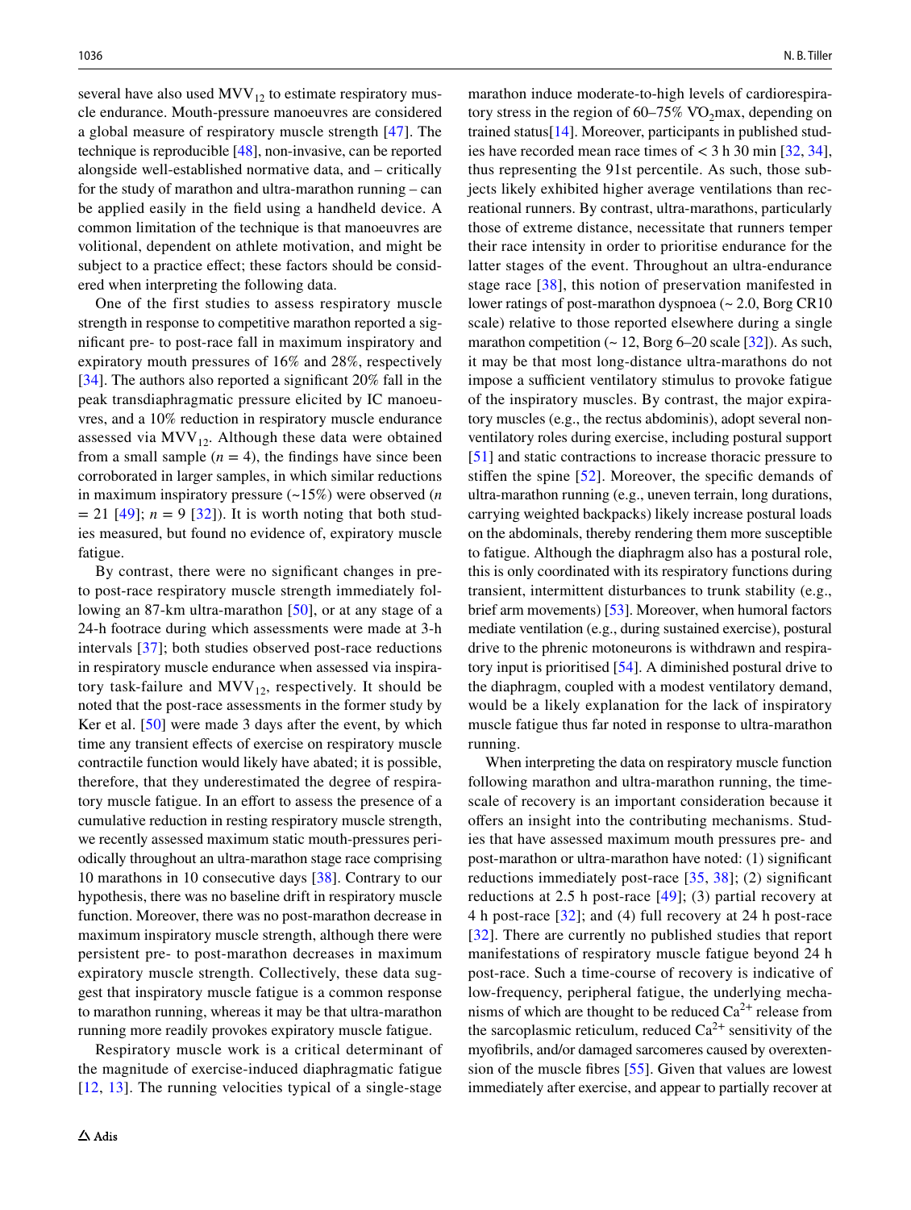several have also used $MVV_{12}$ to estimate respiratory muscle endurance. Mouth-pressure manoeuvres are considered a global measure of respiratory muscle strength [47]. The technique is reproducible [48], non-invasive, can be reported alongside well-established normative data, and – critically for the study of marathon and ultra-marathon running – can be applied easily in the field using a handheld device. A common limitation of the technique is that manoeuvres are volitional, dependent on athlete motivation, and might be subject to a practice effect; these factors should be considered when interpreting the following data.

One of the first studies to assess respiratory muscle strength in response to competitive marathon reported a significant pre- to post-race fall in maximum inspiratory and expiratory mouth pressures of 16% and 28%, respectively [34]. The authors also reported a significant 20% fall in the peak transdiaphragmatic pressure elicited by IC manoeuvres, and a 10% reduction in respiratory muscle endurance assessed via $MVV_{12}$. Although these data were obtained from a small sample ($n = 4$), the findings have since been corroborated in larger samples, in which similar reductions in maximum inspiratory pressure (~15%) were observed ($n = 21$ [49]; $n = 9$ [32]). It is worth noting that both studies measured, but found no evidence of, expiratory muscle fatigue.

By contrast, there were no significant changes in pre- to post-race respiratory muscle strength immediately following an 87-km ultra-marathon [50], or at any stage of a 24-h footrace during which assessments were made at 3-h intervals [37]; both studies observed post-race reductions in respiratory muscle endurance when assessed via inspiratory task-failure and $MVV_{12}$, respectively. It should be noted that the post-race assessments in the former study by Ker et al. [50] were made 3 days after the event, by which time any transient effects of exercise on respiratory muscle contractile function would likely have abated; it is possible, therefore, that they underestimated the degree of respiratory muscle fatigue. In an effort to assess the presence of a cumulative reduction in resting respiratory muscle strength, we recently assessed maximum static mouth-pressures periodically throughout an ultra-marathon stage race comprising 10 marathons in 10 consecutive days [38]. Contrary to our hypothesis, there was no baseline drift in respiratory muscle function. Moreover, there was no post-marathon decrease in maximum inspiratory muscle strength, although there were persistent pre- to post-marathon decreases in maximum expiratory muscle strength. Collectively, these data suggest that inspiratory muscle fatigue is a common response to marathon running, whereas it may be that ultra-marathon running more readily provokes expiratory muscle fatigue.

Respiratory muscle work is a critical determinant of the magnitude of exercise-induced diaphragmatic fatigue [12, 13]. The running velocities typical of a single-stage marathon induce moderate-to-high levels of cardiorespiratory stress in the region of 60–75% $\dot{V}O_2$max, depending on trained status[14]. Moreover, participants in published studies have recorded mean race times of < 3 h 30 min [32, 34], thus representing the 91st percentile. As such, those subjects likely exhibited higher average ventilations than recreational runners. By contrast, ultra-marathons, particularly those of extreme distance, necessitate that runners temper their race intensity in order to prioritise endurance for the latter stages of the event. Throughout an ultra-endurance stage race [38], this notion of preservation manifested in lower ratings of post-marathon dyspnoea (~ 2.0, Borg CR10 scale) relative to those reported elsewhere during a single marathon competition (~ 12, Borg 6–20 scale [32]). As such, it may be that most long-distance ultra-marathons do not impose a sufficient ventilatory stimulus to provoke fatigue of the inspiratory muscles. By contrast, the major expiratory muscles (e.g., the rectus abdominis), adopt several non-ventilatory roles during exercise, including postural support [51] and static contractions to increase thoracic pressure to stiffen the spine [52]. Moreover, the specific demands of ultra-marathon running (e.g., uneven terrain, long durations, carrying weighted backpacks) likely increase postural loads on the abdominals, thereby rendering them more susceptible to fatigue. Although the diaphragm also has a postural role, this is only coordinated with its respiratory functions during transient, intermittent disturbances to trunk stability (e.g., brief arm movements) [53]. Moreover, when humoral factors mediate ventilation (e.g., during sustained exercise), postural drive to the phrenic motoneurons is withdrawn and respiratory input is prioritised [54]. A diminished postural drive to the diaphragm, coupled with a modest ventilatory demand, would be a likely explanation for the lack of inspiratory muscle fatigue thus far noted in response to ultra-marathon running.

When interpreting the data on respiratory muscle function following marathon and ultra-marathon running, the timescale of recovery is an important consideration because it offers an insight into the contributing mechanisms. Studies that have assessed maximum mouth pressures pre- and post-marathon or ultra-marathon have noted: (1) significant reductions immediately post-race [35, 38]; (2) significant reductions at 2.5 h post-race [49]; (3) partial recovery at 4 h post-race [32]; and (4) full recovery at 24 h post-race [32]. There are currently no published studies that report manifestations of respiratory muscle fatigue beyond 24 h post-race. Such a time-course of recovery is indicative of low-frequency, peripheral fatigue, the underlying mechanisms of which are thought to be reduced $Ca^{2+}$ release from the sarcoplasmic reticulum, reduced $Ca^{2+}$ sensitivity of the myofibrils, and/or damaged sarcomeres caused by overextension of the muscle fibres [55]. Given that values are lowest immediately after exercise, and appear to partially recover at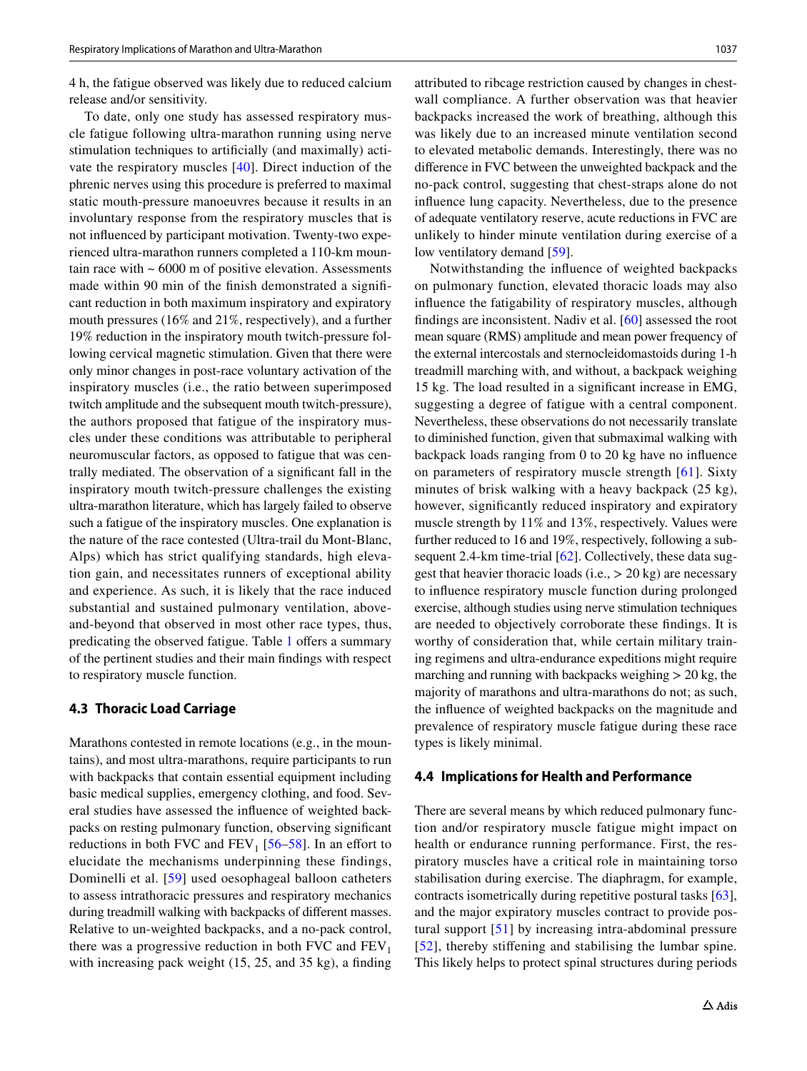4 h, the fatigue observed was likely due to reduced calcium release and/or sensitivity.

To date, only one study has assessed respiratory muscle fatigue following ultra-marathon running using nerve stimulation techniques to artificially (and maximally) activate the respiratory muscles [40]. Direct induction of the phrenic nerves using this procedure is preferred to maximal static mouth-pressure manoeuvres because it results in an involuntary response from the respiratory muscles that is not influenced by participant motivation. Twenty-two experienced ultra-marathon runners completed a 110-km mountain race with ~ 6000 m of positive elevation. Assessments made within 90 min of the finish demonstrated a significant reduction in both maximum inspiratory and expiratory mouth pressures (16% and 21%, respectively), and a further 19% reduction in the inspiratory mouth twitch-pressure following cervical magnetic stimulation. Given that there were only minor changes in post-race voluntary activation of the inspiratory muscles (i.e., the ratio between superimposed twitch amplitude and the subsequent mouth twitch-pressure), the authors proposed that fatigue of the inspiratory muscles under these conditions was attributable to peripheral neuromuscular factors, as opposed to fatigue that was centrally mediated. The observation of a significant fall in the inspiratory mouth twitch-pressure challenges the existing ultra-marathon literature, which has largely failed to observe such a fatigue of the inspiratory muscles. One explanation is the nature of the race contested (Ultra-trail du Mont-Blanc, Alps) which has strict qualifying standards, high elevation gain, and necessitates runners of exceptional ability and experience. As such, it is likely that the race induced substantial and sustained pulmonary ventilation, above-and-beyond that observed in most other race types, thus, predicating the observed fatigue. Table 1 offers a summary of the pertinent studies and their main findings with respect to respiratory muscle function.

### 4.3 Thoracic Load Carriage

Marathons contested in remote locations (e.g., in the mountains), and most ultra-marathons, require participants to run with backpacks that contain essential equipment including basic medical supplies, emergency clothing, and food. Several studies have assessed the influence of weighted backpacks on resting pulmonary function, observing significant reductions in both FVC and $FEV_1$ [56–58]. In an effort to elucidate the mechanisms underpinning these findings, Dominelli et al. [59] used oesophageal balloon catheters to assess intrathoracic pressures and respiratory mechanics during treadmill walking with backpacks of different masses. Relative to un-weighted backpacks, and a no-pack control, there was a progressive reduction in both FVC and $FEV_1$ with increasing pack weight (15, 25, and 35 kg), a finding attributed to ribcage restriction caused by changes in chest-wall compliance. A further observation was that heavier backpacks increased the work of breathing, although this was likely due to an increased minute ventilation second to elevated metabolic demands. Interestingly, there was no difference in FVC between the unweighted backpack and the no-pack control, suggesting that chest-straps alone do not influence lung capacity. Nevertheless, due to the presence of adequate ventilatory reserve, acute reductions in FVC are unlikely to hinder minute ventilation during exercise of a low ventilatory demand [59].

Notwithstanding the influence of weighted backpacks on pulmonary function, elevated thoracic loads may also influence the fatigability of respiratory muscles, although findings are inconsistent. Nadiv et al. [60] assessed the root mean square (RMS) amplitude and mean power frequency of the external intercostals and sternocleidomastoids during 1-h treadmill marching with, and without, a backpack weighing 15 kg. The load resulted in a significant increase in EMG, suggesting a degree of fatigue with a central component. Nevertheless, these observations do not necessarily translate to diminished function, given that submaximal walking with backpack loads ranging from 0 to 20 kg have no influence on parameters of respiratory muscle strength [61]. Sixty minutes of brisk walking with a heavy backpack (25 kg), however, significantly reduced inspiratory and expiratory muscle strength by 11% and 13%, respectively. Values were further reduced to 16 and 19%, respectively, following a subsequent 2.4-km time-trial [62]. Collectively, these data suggest that heavier thoracic loads (i.e., > 20 kg) are necessary to influence respiratory muscle function during prolonged exercise, although studies using nerve stimulation techniques are needed to objectively corroborate these findings. It is worthy of consideration that, while certain military training regimens and ultra-endurance expeditions might require marching and running with backpacks weighing > 20 kg, the majority of marathons and ultra-marathons do not; as such, the influence of weighted backpacks on the magnitude and prevalence of respiratory muscle fatigue during these race types is likely minimal.

### 4.4 Implications for Health and Performance

There are several means by which reduced pulmonary function and/or respiratory muscle fatigue might impact on health or endurance running performance. First, the respiratory muscles have a critical role in maintaining torso stabilisation during exercise. The diaphragm, for example, contracts isometrically during repetitive postural tasks [63], and the major expiratory muscles contract to provide postural support [51] by increasing intra-abdominal pressure [52], thereby stiffening and stabilising the lumbar spine. This likely helps to protect spinal structures during periods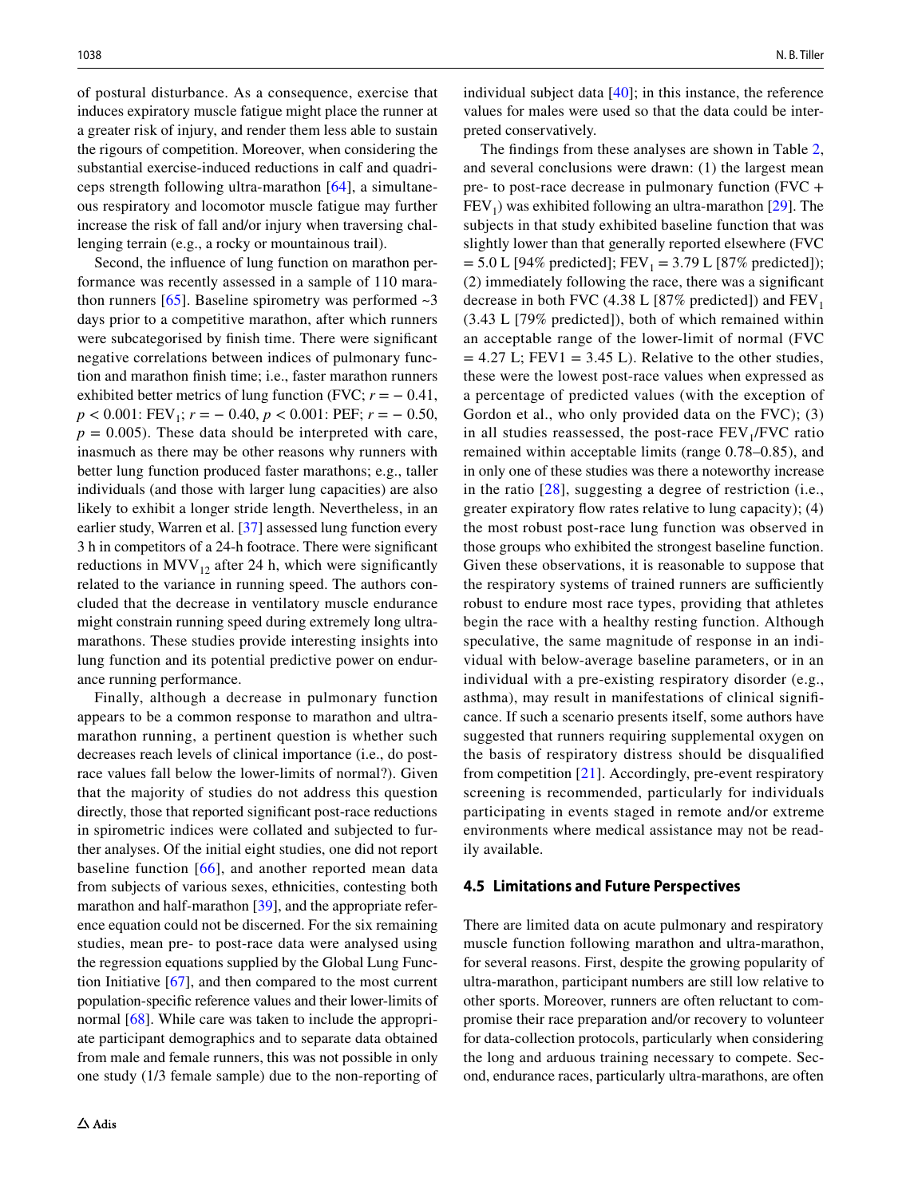of postural disturbance. As a consequence, exercise that induces expiratory muscle fatigue might place the runner at a greater risk of injury, and render them less able to sustain the rigours of competition. Moreover, when considering the substantial exercise-induced reductions in calf and quadriceps strength following ultra-marathon [64], a simultaneous respiratory and locomotor muscle fatigue may further increase the risk of fall and/or injury when traversing challenging terrain (e.g., a rocky or mountainous trail).

Second, the influence of lung function on marathon performance was recently assessed in a sample of 110 marathon runners [65]. Baseline spirometry was performed ~3 days prior to a competitive marathon, after which runners were subcategorised by finish time. There were significant negative correlations between indices of pulmonary function and marathon finish time; i.e., faster marathon runners exhibited better metrics of lung function (FVC; $r = -0.41$, $p < 0.001$: $FEV_1$; $r = -0.40$, $p < 0.001$: PEF; $r = -0.50$, $p = 0.005$). These data should be interpreted with care, inasmuch as there may be other reasons why runners with better lung function produced faster marathons; e.g., taller individuals (and those with larger lung capacities) are also likely to exhibit a longer stride length. Nevertheless, in an earlier study, Warren et al. [37] assessed lung function every 3 h in competitors of a 24-h footrace. There were significant reductions in $MVV_{12}$ after 24 h, which were significantly related to the variance in running speed. The authors concluded that the decrease in ventilatory muscle endurance might constrain running speed during extremely long ultra-marathons. These studies provide interesting insights into lung function and its potential predictive power on endurance running performance.

Finally, although a decrease in pulmonary function appears to be a common response to marathon and ultra-marathon running, a pertinent question is whether such decreases reach levels of clinical importance (i.e., do post-race values fall below the lower-limits of normal?). Given that the majority of studies do not address this question directly, those that reported significant post-race reductions in spirometric indices were collated and subjected to further analyses. Of the initial eight studies, one did not report baseline function [66], and another reported mean data from subjects of various sexes, ethnicities, contesting both marathon and half-marathon [39], and the appropriate reference equation could not be discerned. For the six remaining studies, mean pre- to post-race data were analysed using the regression equations supplied by the Global Lung Function Initiative [67], and then compared to the most current population-specific reference values and their lower-limits of normal [68]. While care was taken to include the appropriate participant demographics and to separate data obtained from male and female runners, this was not possible in only one study (1/3 female sample) due to the non-reporting of individual subject data [40]; in this instance, the reference values for males were used so that the data could be interpreted conservatively.

The findings from these analyses are shown in Table 2, and several conclusions were drawn: (1) the largest mean pre- to post-race decrease in pulmonary function (FVC + $FEV_1$) was exhibited following an ultra-marathon [29]. The subjects in that study exhibited baseline function that was slightly lower than that generally reported elsewhere (FVC = 5.0 L [94% predicted]; $FEV_1$ = 3.79 L [87% predicted]); (2) immediately following the race, there was a significant decrease in both FVC (4.38 L [87% predicted]) and $FEV_1$ (3.43 L [79% predicted]), both of which remained within an acceptable range of the lower-limit of normal (FVC = 4.27 L; FEV1 = 3.45 L). Relative to the other studies, these were the lowest post-race values when expressed as a percentage of predicted values (with the exception of Gordon et al., who only provided data on the FVC); (3) in all studies reassessed, the post-race $FEV_1$/FVC ratio remained within acceptable limits (range 0.78–0.85), and in only one of these studies was there a noteworthy increase in the ratio [28], suggesting a degree of restriction (i.e., greater expiratory flow rates relative to lung capacity); (4) the most robust post-race lung function was observed in those groups who exhibited the strongest baseline function. Given these observations, it is reasonable to suppose that the respiratory systems of trained runners are sufficiently robust to endure most race types, providing that athletes begin the race with a healthy resting function. Although speculative, the same magnitude of response in an individual with below-average baseline parameters, or in an individual with a pre-existing respiratory disorder (e.g., asthma), may result in manifestations of clinical significance. If such a scenario presents itself, some authors have suggested that runners requiring supplemental oxygen on the basis of respiratory distress should be disqualified from competition [21]. Accordingly, pre-event respiratory screening is recommended, particularly for individuals participating in events staged in remote and/or extreme environments where medical assistance may not be readily available.

### 4.5 Limitations and Future Perspectives

There are limited data on acute pulmonary and respiratory muscle function following marathon and ultra-marathon, for several reasons. First, despite the growing popularity of ultra-marathon, participant numbers are still low relative to other sports. Moreover, runners are often reluctant to compromise their race preparation and/or recovery to volunteer for data-collection protocols, particularly when considering the long and arduous training necessary to compete. Second, endurance races, particularly ultra-marathons, are often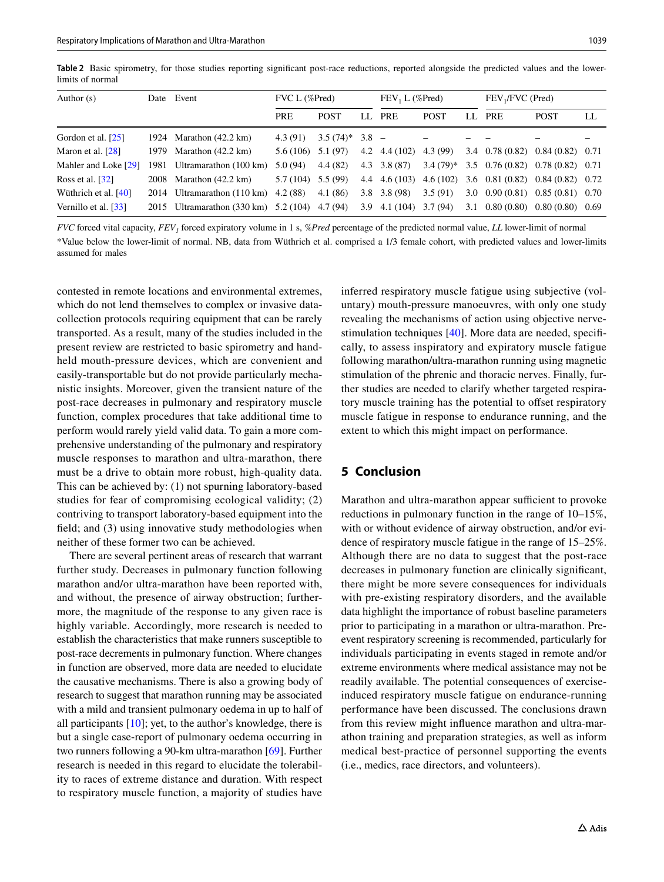**Table 2** Basic spirometry, for those studies reporting significant post-race reductions, reported alongside the predicted values and the lower-limits of normal

| Author (s) | Date | Event | FVC L (%Pred) | | | $FEV_1$ L (%Pred) | | | $FEV_1$/FVC (Pred) | | |
|---|---|---|---|---|---|---|---|---|---|---|---|
| | | | PRE | POST | LL | PRE | POST | LL | PRE | POST | LL |
| Gordon et al. [25] | 1924 | Marathon (42.2 km) | 4.3 (91) | 3.5 (74)* | 3.8 | – | – | – | – | – | – |
| Maron et al. [28] | 1979 | Marathon (42.2 km) | 5.6 (106) | 5.1 (97) | 4.2 | 4.4 (102) | 4.3 (99) | 3.4 | 0.78 (0.82) | 0.84 (0.82) | 0.71 |
| Mahler and Loke [29] | 1981 | Ultramarathon (100 km) | 5.0 (94) | 4.4 (82) | 4.3 | 3.8 (87) | 3.4 (79)* | 3.5 | 0.76 (0.82) | 0.78 (0.82) | 0.71 |
| Ross et al. [32] | 2008 | Marathon (42.2 km) | 5.7 (104) | 5.5 (99) | 4.4 | 4.6 (103) | 4.6 (102) | 3.6 | 0.81 (0.82) | 0.84 (0.82) | 0.72 |
| Wüthrich et al. [40] | 2014 | Ultramarathon (110 km) | 4.2 (88) | 4.1 (86) | 3.8 | 3.8 (98) | 3.5 (91) | 3.0 | 0.90 (0.81) | 0.85 (0.81) | 0.70 |
| Vernillo et al. [33] | 2015 | Ultramarathon (330 km) | 5.2 (104) | 4.7 (94) | 3.9 | 4.1 (104) | 3.7 (94) | 3.1 | 0.80 (0.80) | 0.80 (0.80) | 0.69 |

*FVC* forced vital capacity, *$FEV_1$* forced expiratory volume in 1 s, *%Pred* percentage of the predicted normal value, *LL* lower-limit of normal

*Value below the lower-limit of normal. NB, data from Wüthrich et al. comprised a 1/3 female cohort, with predicted values and lower-limits assumed for males

contested in remote locations and environmental extremes, which do not lend themselves to complex or invasive data-collection protocols requiring equipment that can be rarely transported. As a result, many of the studies included in the present review are restricted to basic spirometry and hand-held mouth-pressure devices, which are convenient and easily-transportable but do not provide particularly mechanistic insights. Moreover, given the transient nature of the post-race decreases in pulmonary and respiratory muscle function, complex procedures that take additional time to perform would rarely yield valid data. To gain a more comprehensive understanding of the pulmonary and respiratory muscle responses to marathon and ultra-marathon, there must be a drive to obtain more robust, high-quality data. This can be achieved by: (1) not spurning laboratory-based studies for fear of compromising ecological validity; (2) contriving to transport laboratory-based equipment into the field; and (3) using innovative study methodologies when neither of these former two can be achieved.

There are several pertinent areas of research that warrant further study. Decreases in pulmonary function following marathon and/or ultra-marathon have been reported with, and without, the presence of airway obstruction; furthermore, the magnitude of the response to any given race is highly variable. Accordingly, more research is needed to establish the characteristics that make runners susceptible to post-race decrements in pulmonary function. Where changes in function are observed, more data are needed to elucidate the causative mechanisms. There is also a growing body of research to suggest that marathon running may be associated with a mild and transient pulmonary oedema in up to half of all participants [10]; yet, to the author's knowledge, there is but a single case-report of pulmonary oedema occurring in two runners following a 90-km ultra-marathon [69]. Further research is needed in this regard to elucidate the tolerability to races of extreme distance and duration. With respect to respiratory muscle function, a majority of studies have inferred respiratory muscle fatigue using subjective (voluntary) mouth-pressure manoeuvres, with only one study revealing the mechanisms of action using objective nerve-stimulation techniques [40]. More data are needed, specifically, to assess inspiratory and expiratory muscle fatigue following marathon/ultra-marathon running using magnetic stimulation of the phrenic and thoracic nerves. Finally, further studies are needed to clarify whether targeted respiratory muscle training has the potential to offset respiratory muscle fatigue in response to endurance running, and the extent to which this might impact on performance.

## 5 Conclusion

Marathon and ultra-marathon appear sufficient to provoke reductions in pulmonary function in the range of 10–15%, with or without evidence of airway obstruction, and/or evidence of respiratory muscle fatigue in the range of 15–25%. Although there are no data to suggest that the post-race decreases in pulmonary function are clinically significant, there might be more severe consequences for individuals with pre-existing respiratory disorders, and the available data highlight the importance of robust baseline parameters prior to participating in a marathon or ultra-marathon. Pre-event respiratory screening is recommended, particularly for individuals participating in events staged in remote and/or extreme environments where medical assistance may not be readily available. The potential consequences of exercise-induced respiratory muscle fatigue on endurance-running performance have been discussed. The conclusions drawn from this review might influence marathon and ultra-marathon training and preparation strategies, as well as inform medical best-practice of personnel supporting the events (i.e., medics, race directors, and volunteers).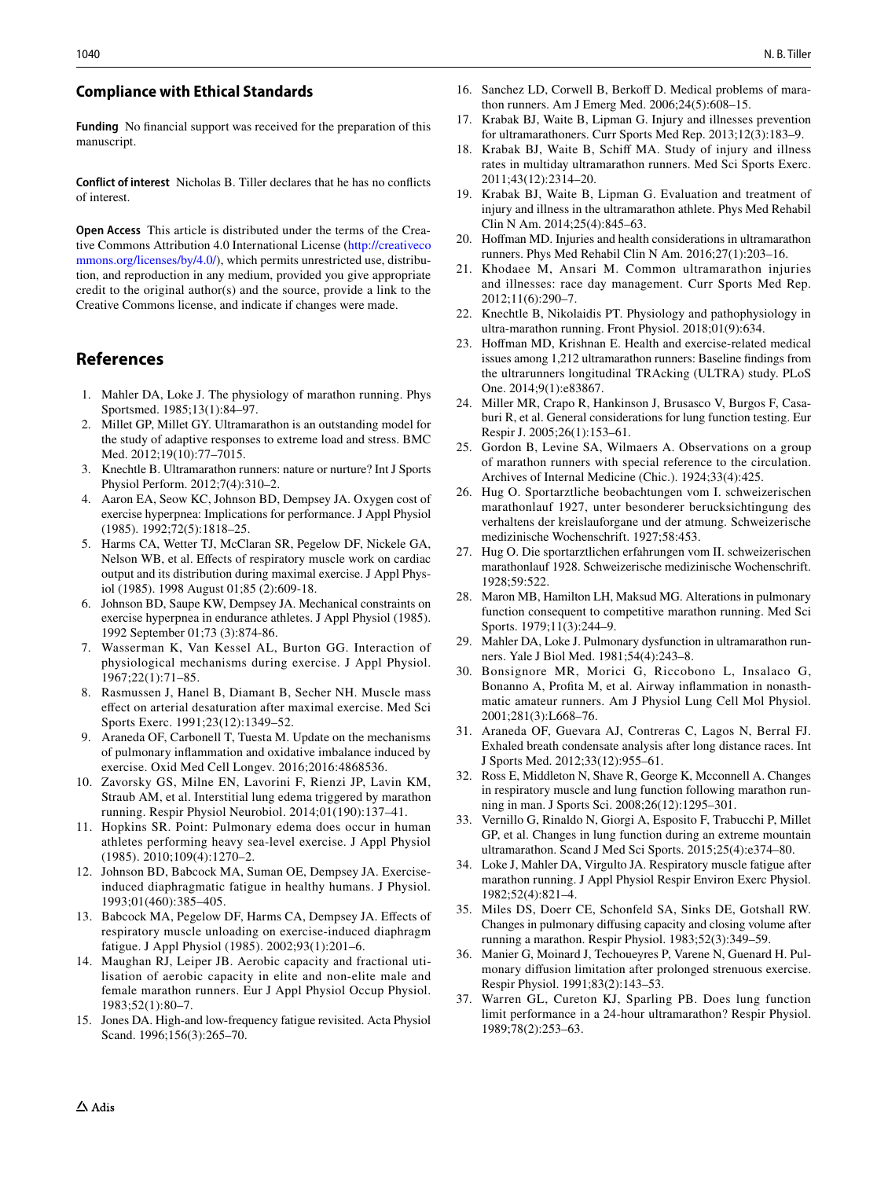## Compliance with Ethical Standards

**Funding** No financial support was received for the preparation of this manuscript.

**Conflict of interest** Nicholas B. Tiller declares that he has no conflicts of interest.

**Open Access** This article is distributed under the terms of the Creative Commons Attribution 4.0 International License (http://creativecommons.org/licenses/by/4.0/), which permits unrestricted use, distribution, and reproduction in any medium, provided you give appropriate credit to the original author(s) and the source, provide a link to the Creative Commons license, and indicate if changes were made.

## References

1. Mahler DA, Loke J. The physiology of marathon running. Phys Sportsmed. 1985;13(1):84–97.
2. Millet GP, Millet GY. Ultramarathon is an outstanding model for the study of adaptive responses to extreme load and stress. BMC Med. 2012;19(10):77–7015.
3. Knechtle B. Ultramarathon runners: nature or nurture? Int J Sports Physiol Perform. 2012;7(4):310–2.
4. Aaron EA, Seow KC, Johnson BD, Dempsey JA. Oxygen cost of exercise hyperpnea: Implications for performance. J Appl Physiol (1985). 1992;72(5):1818–25.
5. Harms CA, Wetter TJ, McClaran SR, Pegelow DF, Nickele GA, Nelson WB, et al. Effects of respiratory muscle work on cardiac output and its distribution during maximal exercise. J Appl Physiol (1985). 1998 August 01;85 (2):609-18.
6. Johnson BD, Saupe KW, Dempsey JA. Mechanical constraints on exercise hyperpnea in endurance athletes. J Appl Physiol (1985). 1992 September 01;73 (3):874-86.
7. Wasserman K, Van Kessel AL, Burton GG. Interaction of physiological mechanisms during exercise. J Appl Physiol. 1967;22(1):71–85.
8. Rasmussen J, Hanel B, Diamant B, Secher NH. Muscle mass effect on arterial desaturation after maximal exercise. Med Sci Sports Exerc. 1991;23(12):1349–52.
9. Araneda OF, Carbonell T, Tuesta M. Update on the mechanisms of pulmonary inflammation and oxidative imbalance induced by exercise. Oxid Med Cell Longev. 2016;2016:4868536.
10. Zavorsky GS, Milne EN, Lavorini F, Rienzi JP, Lavin KM, Straub AM, et al. Interstitial lung edema triggered by marathon running. Respir Physiol Neurobiol. 2014;01(190):137–41.
11. Hopkins SR. Point: Pulmonary edema does occur in human athletes performing heavy sea-level exercise. J Appl Physiol (1985). 2010;109(4):1270–2.
12. Johnson BD, Babcock MA, Suman OE, Dempsey JA. Exercise-induced diaphragmatic fatigue in healthy humans. J Physiol. 1993;01(460):385–405.
13. Babcock MA, Pegelow DF, Harms CA, Dempsey JA. Effects of respiratory muscle unloading on exercise-induced diaphragm fatigue. J Appl Physiol (1985). 2002;93(1):201–6.
14. Maughan RJ, Leiper JB. Aerobic capacity and fractional utilisation of aerobic capacity in elite and non-elite male and female marathon runners. Eur J Appl Physiol Occup Physiol. 1983;52(1):80–7.
15. Jones DA. High-and low-frequency fatigue revisited. Acta Physiol Scand. 1996;156(3):265–70.
16. Sanchez LD, Corwell B, Berkoff D. Medical problems of marathon runners. Am J Emerg Med. 2006;24(5):608–15.
17. Krabak BJ, Waite B, Lipman G. Injury and illnesses prevention for ultramarathoners. Curr Sports Med Rep. 2013;12(3):183–9.
18. Krabak BJ, Waite B, Schiff MA. Study of injury and illness rates in multiday ultramarathon runners. Med Sci Sports Exerc. 2011;43(12):2314–20.
19. Krabak BJ, Waite B, Lipman G. Evaluation and treatment of injury and illness in the ultramarathon athlete. Phys Med Rehabil Clin N Am. 2014;25(4):845–63.
20. Hoffman MD. Injuries and health considerations in ultramarathon runners. Phys Med Rehabil Clin N Am. 2016;27(1):203–16.
21. Khodaee M, Ansari M. Common ultramarathon injuries and illnesses: race day management. Curr Sports Med Rep. 2012;11(6):290–7.
22. Knechtle B, Nikolaidis PT. Physiology and pathophysiology in ultra-marathon running. Front Physiol. 2018;01(9):634.
23. Hoffman MD, Krishnan E. Health and exercise-related medical issues among 1,212 ultramarathon runners: Baseline findings from the ultrarunners longitudinal TRAcking (ULTRA) study. PLoS One. 2014;9(1):e83867.
24. Miller MR, Crapo R, Hankinson J, Brusasco V, Burgos F, Casaburi R, et al. General considerations for lung function testing. Eur Respir J. 2005;26(1):153–61.
25. Gordon B, Levine SA, Wilmaers A. Observations on a group of marathon runners with special reference to the circulation. Archives of Internal Medicine (Chic.). 1924;33(4):425.
26. Hug O. Sportarztliche beobachtungen vom I. schweizerischen marathonlauf 1927, unter besonderer berucksichtingung des verhaltens der kreislauforgane und der atmung. Schweizerische medizinische Wochenschrift. 1927;58:453.
27. Hug O. Die sportarztlichen erfahrungen vom II. schweizerischen marathonlauf 1928. Schweizerische medizinische Wochenschrift. 1928;59:522.
28. Maron MB, Hamilton LH, Maksud MG. Alterations in pulmonary function consequent to competitive marathon running. Med Sci Sports. 1979;11(3):244–9.
29. Mahler DA, Loke J. Pulmonary dysfunction in ultramarathon runners. Yale J Biol Med. 1981;54(4):243–8.
30. Bonsignore MR, Morici G, Riccobono L, Insalaco G, Bonanno A, Profita M, et al. Airway inflammation in nonasthmatic amateur runners. Am J Physiol Lung Cell Mol Physiol. 2001;281(3):L668–76.
31. Araneda OF, Guevara AJ, Contreras C, Lagos N, Berral FJ. Exhaled breath condensate analysis after long distance races. Int J Sports Med. 2012;33(12):955–61.
32. Ross E, Middleton N, Shave R, George K, Mcconnell A. Changes in respiratory muscle and lung function following marathon running in man. J Sports Sci. 2008;26(12):1295–301.
33. Vernillo G, Rinaldo N, Giorgi A, Esposito F, Trabucchi P, Millet GP, et al. Changes in lung function during an extreme mountain ultramarathon. Scand J Med Sci Sports. 2015;25(4):e374–80.
34. Loke J, Mahler DA, Virgulto JA. Respiratory muscle fatigue after marathon running. J Appl Physiol Respir Environ Exerc Physiol. 1982;52(4):821–4.
35. Miles DS, Doerr CE, Schonfeld SA, Sinks DE, Gotshall RW. Changes in pulmonary diffusing capacity and closing volume after running a marathon. Respir Physiol. 1983;52(3):349–59.
36. Manier G, Moinard J, Techoueyres P, Varene N, Guenard H. Pulmonary diffusion limitation after prolonged strenuous exercise. Respir Physiol. 1991;83(2):143–53.
37. Warren GL, Cureton KJ, Sparling PB. Does lung function limit performance in a 24-hour ultramarathon? Respir Physiol. 1989;78(2):253–63.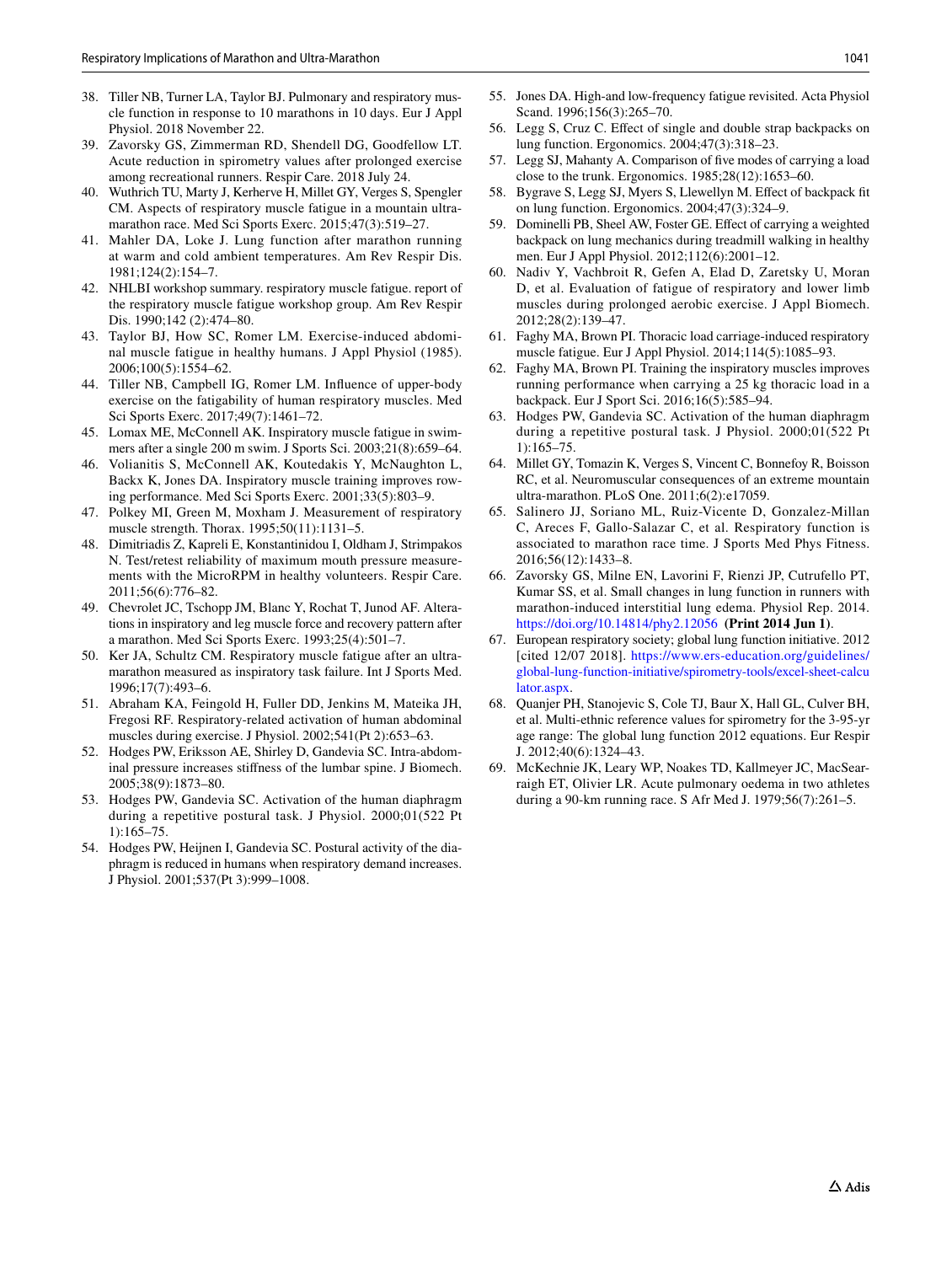38. Tiller NB, Turner LA, Taylor BJ. Pulmonary and respiratory muscle function in response to 10 marathons in 10 days. Eur J Appl Physiol. 2018 November 22.
39. Zavorsky GS, Zimmerman RD, Shendell DG, Goodfellow LT. Acute reduction in spirometry values after prolonged exercise among recreational runners. Respir Care. 2018 July 24.
40. Wuthrich TU, Marty J, Kerherve H, Millet GY, Verges S, Spengler CM. Aspects of respiratory muscle fatigue in a mountain ultramarathon race. Med Sci Sports Exerc. 2015;47(3):519–27.
41. Mahler DA, Loke J. Lung function after marathon running at warm and cold ambient temperatures. Am Rev Respir Dis. 1981;124(2):154–7.
42. NHLBI workshop summary. respiratory muscle fatigue. report of the respiratory muscle fatigue workshop group. Am Rev Respir Dis. 1990;142 (2):474–80.
43. Taylor BJ, How SC, Romer LM. Exercise-induced abdominal muscle fatigue in healthy humans. J Appl Physiol (1985). 2006;100(5):1554–62.
44. Tiller NB, Campbell IG, Romer LM. Influence of upper-body exercise on the fatigability of human respiratory muscles. Med Sci Sports Exerc. 2017;49(7):1461–72.
45. Lomax ME, McConnell AK. Inspiratory muscle fatigue in swimmers after a single 200 m swim. J Sports Sci. 2003;21(8):659–64.
46. Volianitis S, McConnell AK, Koutedakis Y, McNaughton L, Backx K, Jones DA. Inspiratory muscle training improves rowing performance. Med Sci Sports Exerc. 2001;33(5):803–9.
47. Polkey MI, Green M, Moxham J. Measurement of respiratory muscle strength. Thorax. 1995;50(11):1131–5.
48. Dimitriadis Z, Kapreli E, Konstantinidou I, Oldham J, Strimpakos N. Test/retest reliability of maximum mouth pressure measurements with the MicroRPM in healthy volunteers. Respir Care. 2011;56(6):776–82.
49. Chevrolet JC, Tschopp JM, Blanc Y, Rochat T, Junod AF. Alterations in inspiratory and leg muscle force and recovery pattern after a marathon. Med Sci Sports Exerc. 1993;25(4):501–7.
50. Ker JA, Schultz CM. Respiratory muscle fatigue after an ultramarathon measured as inspiratory task failure. Int J Sports Med. 1996;17(7):493–6.
51. Abraham KA, Feingold H, Fuller DD, Jenkins M, Mateika JH, Fregosi RF. Respiratory-related activation of human abdominal muscles during exercise. J Physiol. 2002;541(Pt 2):653–63.
52. Hodges PW, Eriksson AE, Shirley D, Gandevia SC. Intra-abdominal pressure increases stiffness of the lumbar spine. J Biomech. 2005;38(9):1873–80.
53. Hodges PW, Gandevia SC. Activation of the human diaphragm during a repetitive postural task. J Physiol. 2000;01(522 Pt 1):165–75.
54. Hodges PW, Heijnen I, Gandevia SC. Postural activity of the diaphragm is reduced in humans when respiratory demand increases. J Physiol. 2001;537(Pt 3):999–1008.
55. Jones DA. High-and low-frequency fatigue revisited. Acta Physiol Scand. 1996;156(3):265–70.
56. Legg S, Cruz C. Effect of single and double strap backpacks on lung function. Ergonomics. 2004;47(3):318–23.
57. Legg SJ, Mahanty A. Comparison of five modes of carrying a load close to the trunk. Ergonomics. 1985;28(12):1653–60.
58. Bygrave S, Legg SJ, Myers S, Llewellyn M. Effect of backpack fit on lung function. Ergonomics. 2004;47(3):324–9.
59. Dominelli PB, Sheel AW, Foster GE. Effect of carrying a weighted backpack on lung mechanics during treadmill walking in healthy men. Eur J Appl Physiol. 2012;112(6):2001–12.
60. Nadiv Y, Vachbroit R, Gefen A, Elad D, Zaretsky U, Moran D, et al. Evaluation of fatigue of respiratory and lower limb muscles during prolonged aerobic exercise. J Appl Biomech. 2012;28(2):139–47.
61. Faghy MA, Brown PI. Thoracic load carriage-induced respiratory muscle fatigue. Eur J Appl Physiol. 2014;114(5):1085–93.
62. Faghy MA, Brown PI. Training the inspiratory muscles improves running performance when carrying a 25 kg thoracic load in a backpack. Eur J Sport Sci. 2016;16(5):585–94.
63. Hodges PW, Gandevia SC. Activation of the human diaphragm during a repetitive postural task. J Physiol. 2000;01(522 Pt 1):165–75.
64. Millet GY, Tomazin K, Verges S, Vincent C, Bonnefoy R, Boisson RC, et al. Neuromuscular consequences of an extreme mountain ultra-marathon. PLoS One. 2011;6(2):e17059.
65. Salinero JJ, Soriano ML, Ruiz-Vicente D, Gonzalez-Millan C, Areces F, Gallo-Salazar C, et al. Respiratory function is associated to marathon race time. J Sports Med Phys Fitness. 2016;56(12):1433–8.
66. Zavorsky GS, Milne EN, Lavorini F, Rienzi JP, Cutrufello PT, Kumar SS, et al. Small changes in lung function in runners with marathon-induced interstitial lung edema. Physiol Rep. 2014. https://doi.org/10.14814/phy2.12056 **(Print 2014 Jun 1)**.
67. European respiratory society; global lung function initiative. 2012 [cited 12/07 2018]. https://www.ers-education.org/guidelines/global-lung-function-initiative/spirometry-tools/excel-sheet-calculator.aspx.
68. Quanjer PH, Stanojevic S, Cole TJ, Baur X, Hall GL, Culver BH, et al. Multi-ethnic reference values for spirometry for the 3-95-yr age range: The global lung function 2012 equations. Eur Respir J. 2012;40(6):1324–43.
69. McKechnie JK, Leary WP, Noakes TD, Kallmeyer JC, MacSearraigh ET, Olivier LR. Acute pulmonary oedema in two athletes during a 90-km running race. S Afr Med J. 1979;56(7):261–5.